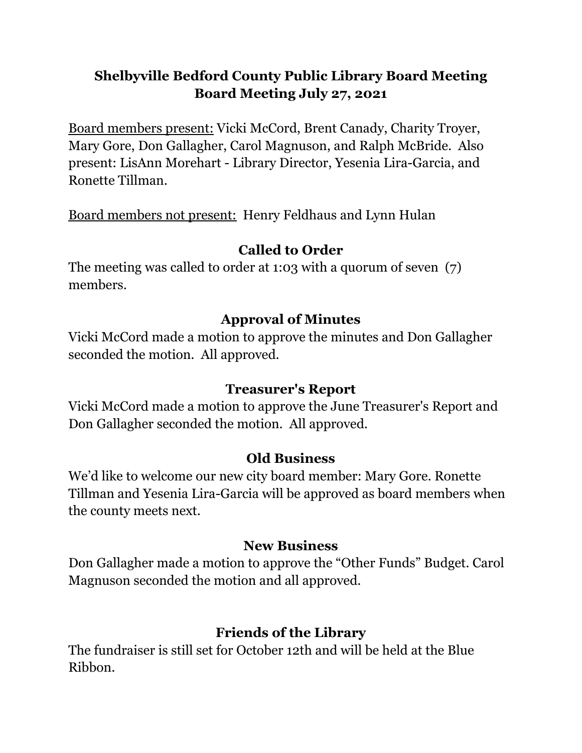# Shelbyville Bedford County Public Library Board Meeting
# Board Meeting July 27, 2021

Board members present: Vicki McCord, Brent Canady, Charity Troyer, Mary Gore, Don Gallagher, Carol Magnuson, and Ralph McBride. Also present: LisAnn Morehart - Library Director, Yesenia Lira-Garcia, and Ronette Tillman.

Board members not present: Henry Feldhaus and Lynn Hulan

## Called to Order

The meeting was called to order at 1:03 with a quorum of seven (7) members.

## Approval of Minutes

Vicki McCord made a motion to approve the minutes and Don Gallagher seconded the motion. All approved.

## Treasurer's Report

Vicki McCord made a motion to approve the June Treasurer's Report and Don Gallagher seconded the motion. All approved.

## Old Business

We'd like to welcome our new city board member: Mary Gore. Ronette Tillman and Yesenia Lira-Garcia will be approved as board members when the county meets next.

## New Business

Don Gallagher made a motion to approve the "Other Funds" Budget. Carol Magnuson seconded the motion and all approved.

## Friends of the Library

The fundraiser is still set for October 12th and will be held at the Blue Ribbon.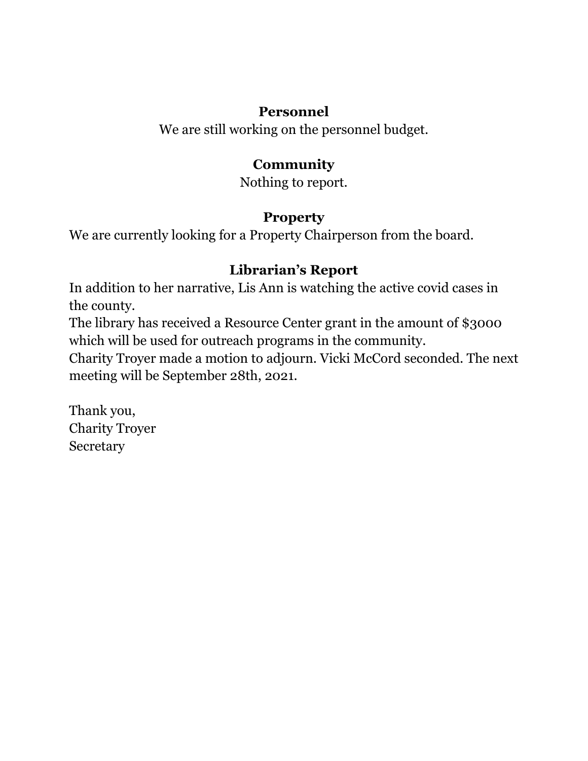**Personnel**

We are still working on the personnel budget.

**Community**

Nothing to report.

**Property**

We are currently looking for a Property Chairperson from the board.

**Librarian's Report**

In addition to her narrative, Lis Ann is watching the active covid cases in the county.
The library has received a Resource Center grant in the amount of $3000 which will be used for outreach programs in the community.
Charity Troyer made a motion to adjourn. Vicki McCord seconded. The next meeting will be September 28th, 2021.

Thank you,
Charity Troyer
Secretary